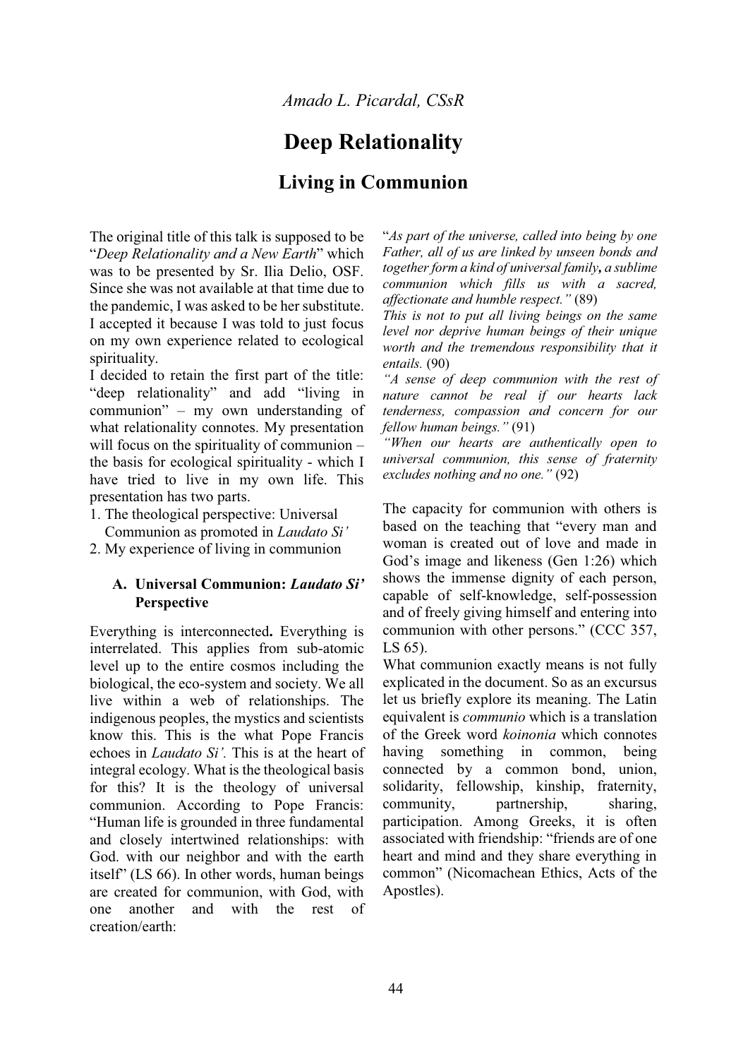*Amado L. Picardal, CSsR*

# Deep Relationality

## Living in Communion

The original title of this talk is supposed to be "*Deep Relationality and a New Earth*" which was to be presented by Sr. Ilia Delio, OSF. Since she was not available at that time due to the pandemic, I was asked to be her substitute. I accepted it because I was told to just focus on my own experience related to ecological spirituality.

I decided to retain the first part of the title: "deep relationality" and add "living in communion" – my own understanding of what relationality connotes. My presentation will focus on the spirituality of communion – the basis for ecological spirituality - which I have tried to live in my own life. This presentation has two parts.

1. The theological perspective: Universal Communion as promoted in *Laudato Si'*
2. My experience of living in communion

### A. Universal Communion: *Laudato Si'* Perspective

Everything is interconnected**.** Everything is interrelated. This applies from sub-atomic level up to the entire cosmos including the biological, the eco-system and society. We all live within a web of relationships. The indigenous peoples, the mystics and scientists know this. This is the what Pope Francis echoes in *Laudato Si'.* This is at the heart of integral ecology. What is the theological basis for this? It is the theology of universal communion. According to Pope Francis: "Human life is grounded in three fundamental and closely intertwined relationships: with God. with our neighbor and with the earth itself" (LS 66). In other words, human beings are created for communion, with God, with one another and with the rest of creation/earth:

"*As part of the universe, called into being by one Father, all of us are linked by unseen bonds and together form a kind of universal family***,** *a sublime communion which fills us with a sacred, affectionate and humble respect."* (89)
*This is not to put all living beings on the same level nor deprive human beings of their unique worth and the tremendous responsibility that it entails.* (90)
*"A sense of deep communion with the rest of nature cannot be real if our hearts lack tenderness, compassion and concern for our fellow human beings."* (91)
*"When our hearts are authentically open to universal communion, this sense of fraternity excludes nothing and no one."* (92)

The capacity for communion with others is based on the teaching that "every man and woman is created out of love and made in God's image and likeness (Gen 1:26) which shows the immense dignity of each person, capable of self-knowledge, self-possession and of freely giving himself and entering into communion with other persons." (CCC 357, LS 65).

What communion exactly means is not fully explicated in the document. So as an excursus let us briefly explore its meaning. The Latin equivalent is *communio* which is a translation of the Greek word *koinonia* which connotes having something in common, being connected by a common bond, union, solidarity, fellowship, kinship, fraternity, community, partnership, sharing, participation. Among Greeks, it is often associated with friendship: "friends are of one heart and mind and they share everything in common" (Nicomachean Ethics, Acts of the Apostles).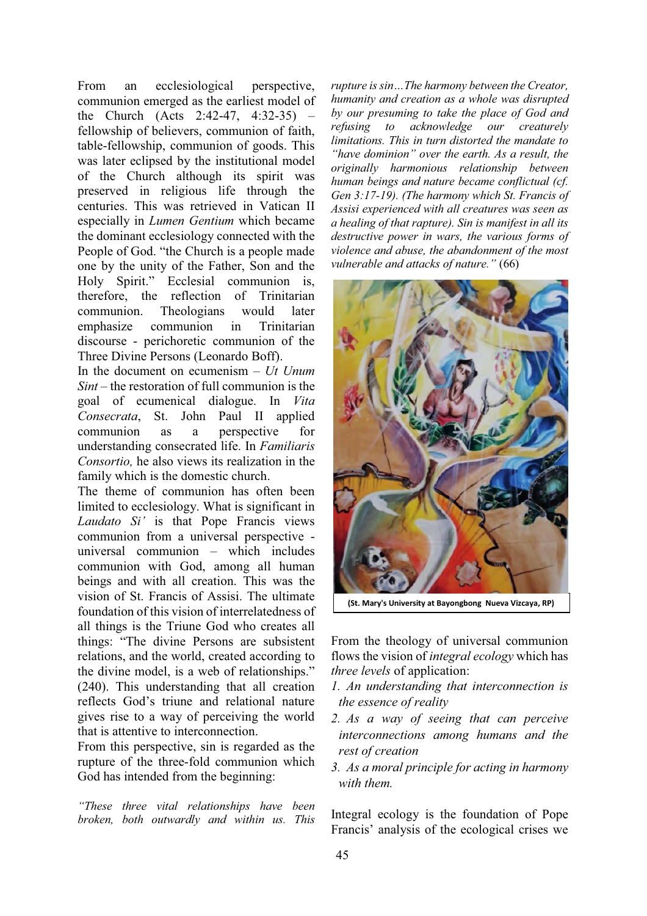From an ecclesiological perspective, communion emerged as the earliest model of the Church (Acts 2:42-47, 4:32-35) – fellowship of believers, communion of faith, table-fellowship, communion of goods. This was later eclipsed by the institutional model of the Church although its spirit was preserved in religious life through the centuries. This was retrieved in Vatican II especially in *Lumen Gentium* which became the dominant ecclesiology connected with the People of God. "the Church is a people made one by the unity of the Father, Son and the Holy Spirit." Ecclesial communion is, therefore, the reflection of Trinitarian communion. Theologians would later emphasize communion in Trinitarian discourse - perichoretic communion of the Three Divine Persons (Leonardo Boff).

In the document on ecumenism – *Ut Unum Sint* – the restoration of full communion is the goal of ecumenical dialogue. In *Vita Consecrata*, St. John Paul II applied communion as a perspective for understanding consecrated life. In *Familiaris Consortio,* he also views its realization in the family which is the domestic church.

The theme of communion has often been limited to ecclesiology. What is significant in *Laudato Si'* is that Pope Francis views communion from a universal perspective - universal communion – which includes communion with God, among all human beings and with all creation. This was the vision of St. Francis of Assisi. The ultimate foundation of this vision of interrelatedness of all things is the Triune God who creates all things: "The divine Persons are subsistent relations, and the world, created according to the divine model, is a web of relationships." (240). This understanding that all creation reflects God's triune and relational nature gives rise to a way of perceiving the world that is attentive to interconnection.

From this perspective, sin is regarded as the rupture of the three-fold communion which God has intended from the beginning:

*"These three vital relationships have been broken, both outwardly and within us. This rupture is sin…The harmony between the Creator, humanity and creation as a whole was disrupted by our presuming to take the place of God and refusing to acknowledge our creaturely limitations. This in turn distorted the mandate to "have dominion" over the earth. As a result, the originally harmonious relationship between human beings and nature became conflictual (cf. Gen 3:17-19). (The harmony which St. Francis of Assisi experienced with all creatures was seen as a healing of that rapture). Sin is manifest in all its destructive power in wars, the various forms of violence and abuse, the abandonment of the most vulnerable and attacks of nature."* (66)

(St. Mary's University at Bayongbong Nueva Vizcaya, RP)

From the theology of universal communion flows the vision of *integral ecology* which has *three levels* of application:

1. *An understanding that interconnection is the essence of reality*
2. *As a way of seeing that can perceive interconnections among humans and the rest of creation*
3. *As a moral principle for acting in harmony with them.*

Integral ecology is the foundation of Pope Francis' analysis of the ecological crises we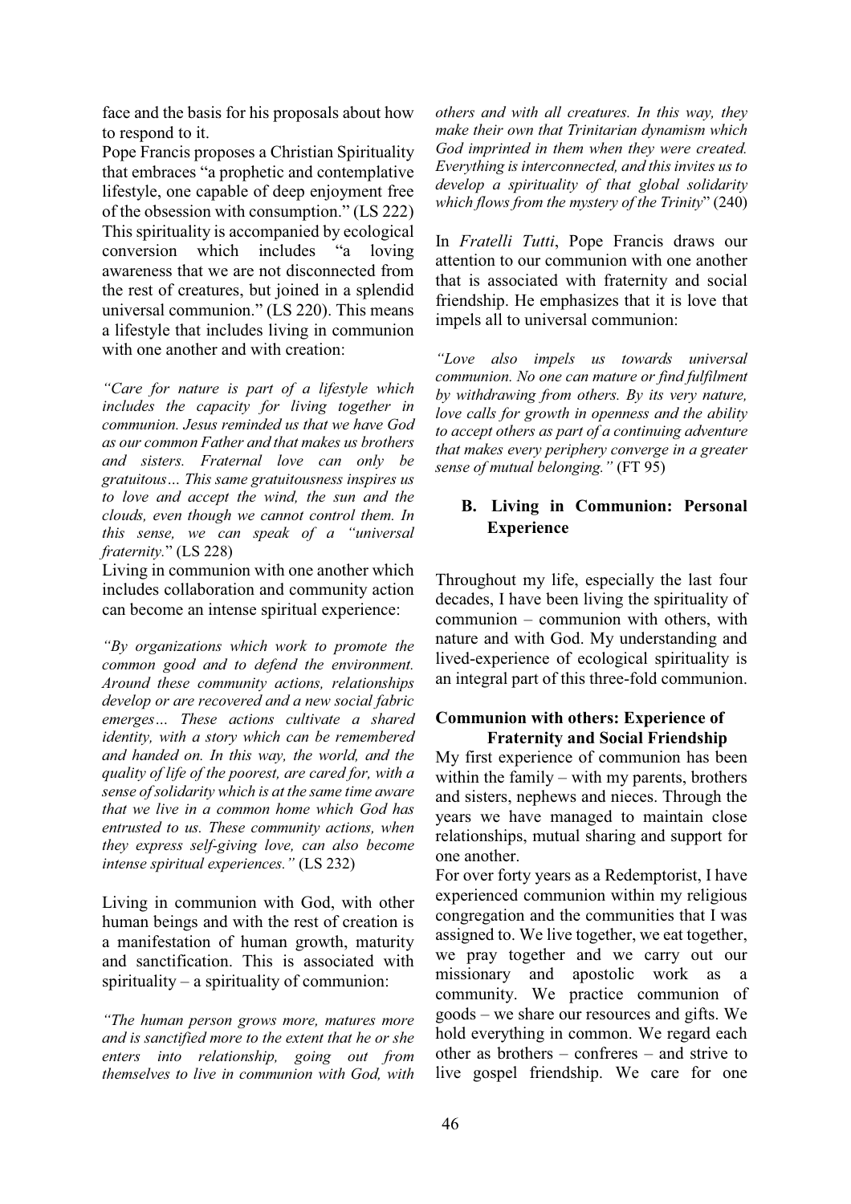face and the basis for his proposals about how to respond to it.

Pope Francis proposes a Christian Spirituality that embraces "a prophetic and contemplative lifestyle, one capable of deep enjoyment free of the obsession with consumption." (LS 222) This spirituality is accompanied by ecological conversion which includes "a loving awareness that we are not disconnected from the rest of creatures, but joined in a splendid universal communion." (LS 220). This means a lifestyle that includes living in communion with one another and with creation:

*"Care for nature is part of a lifestyle which includes the capacity for living together in communion. Jesus reminded us that we have God as our common Father and that makes us brothers and sisters. Fraternal love can only be gratuitous… This same gratuitousness inspires us to love and accept the wind, the sun and the clouds, even though we cannot control them. In this sense, we can speak of a "universal fraternity.*" (LS 228)

Living in communion with one another which includes collaboration and community action can become an intense spiritual experience:

*"By organizations which work to promote the common good and to defend the environment. Around these community actions, relationships develop or are recovered and a new social fabric emerges… These actions cultivate a shared identity, with a story which can be remembered and handed on. In this way, the world, and the quality of life of the poorest, are cared for, with a sense of solidarity which is at the same time aware that we live in a common home which God has entrusted to us. These community actions, when they express self-giving love, can also become intense spiritual experiences."* (LS 232)

Living in communion with God, with other human beings and with the rest of creation is a manifestation of human growth, maturity and sanctification. This is associated with spirituality – a spirituality of communion:

*"The human person grows more, matures more and is sanctified more to the extent that he or she enters into relationship, going out from themselves to live in communion with God, with others and with all creatures. In this way, they make their own that Trinitarian dynamism which God imprinted in them when they were created. Everything is interconnected, and this invites us to develop a spirituality of that global solidarity which flows from the mystery of the Trinity*" (240)

In *Fratelli Tutti*, Pope Francis draws our attention to our communion with one another that is associated with fraternity and social friendship. He emphasizes that it is love that impels all to universal communion:

*"Love also impels us towards universal communion. No one can mature or find fulfilment by withdrawing from others. By its very nature, love calls for growth in openness and the ability to accept others as part of a continuing adventure that makes every periphery converge in a greater sense of mutual belonging."* (FT 95)

## B. Living in Communion: Personal Experience

Throughout my life, especially the last four decades, I have been living the spirituality of communion – communion with others, with nature and with God. My understanding and lived-experience of ecological spirituality is an integral part of this three-fold communion.

### Communion with others: Experience of Fraternity and Social Friendship

My first experience of communion has been within the family – with my parents, brothers and sisters, nephews and nieces. Through the years we have managed to maintain close relationships, mutual sharing and support for one another.

For over forty years as a Redemptorist, I have experienced communion within my religious congregation and the communities that I was assigned to. We live together, we eat together, we pray together and we carry out our missionary and apostolic work as a community. We practice communion of goods – we share our resources and gifts. We hold everything in common. We regard each other as brothers – confreres – and strive to live gospel friendship. We care for one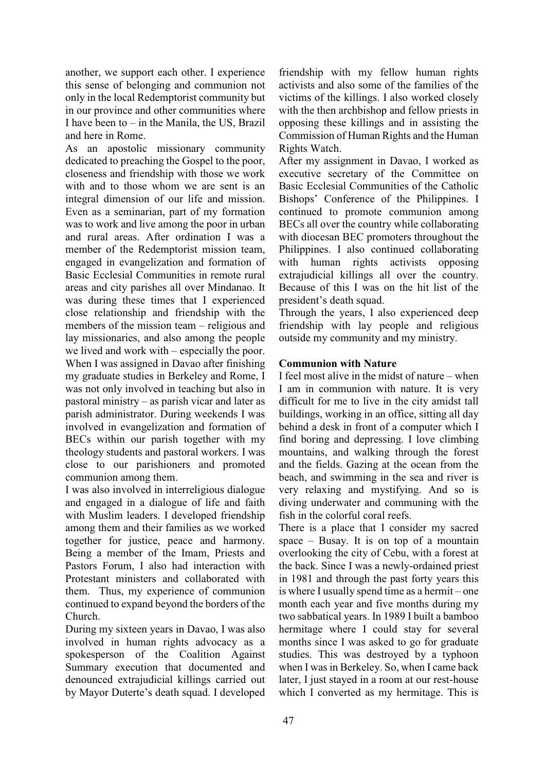another, we support each other. I experience this sense of belonging and communion not only in the local Redemptorist community but in our province and other communities where I have been to – in the Manila, the US, Brazil and here in Rome.

As an apostolic missionary community dedicated to preaching the Gospel to the poor, closeness and friendship with those we work with and to those whom we are sent is an integral dimension of our life and mission. Even as a seminarian, part of my formation was to work and live among the poor in urban and rural areas. After ordination I was a member of the Redemptorist mission team, engaged in evangelization and formation of Basic Ecclesial Communities in remote rural areas and city parishes all over Mindanao. It was during these times that I experienced close relationship and friendship with the members of the mission team – religious and lay missionaries, and also among the people we lived and work with – especially the poor. When I was assigned in Davao after finishing my graduate studies in Berkeley and Rome, I was not only involved in teaching but also in pastoral ministry – as parish vicar and later as parish administrator. During weekends I was involved in evangelization and formation of BECs within our parish together with my theology students and pastoral workers. I was close to our parishioners and promoted communion among them.

I was also involved in interreligious dialogue and engaged in a dialogue of life and faith with Muslim leaders. I developed friendship among them and their families as we worked together for justice, peace and harmony. Being a member of the Imam, Priests and Pastors Forum, I also had interaction with Protestant ministers and collaborated with them. Thus, my experience of communion continued to expand beyond the borders of the Church.

During my sixteen years in Davao, I was also involved in human rights advocacy as a spokesperson of the Coalition Against Summary execution that documented and denounced extrajudicial killings carried out by Mayor Duterte's death squad. I developed friendship with my fellow human rights activists and also some of the families of the victims of the killings. I also worked closely with the then archbishop and fellow priests in opposing these killings and in assisting the Commission of Human Rights and the Human Rights Watch.

After my assignment in Davao, I worked as executive secretary of the Committee on Basic Ecclesial Communities of the Catholic Bishops' Conference of the Philippines. I continued to promote communion among BECs all over the country while collaborating with diocesan BEC promoters throughout the Philippines. I also continued collaborating with human rights activists opposing extrajudicial killings all over the country. Because of this I was on the hit list of the president's death squad.

Through the years, I also experienced deep friendship with lay people and religious outside my community and my ministry.

### Communion with Nature

I feel most alive in the midst of nature – when I am in communion with nature. It is very difficult for me to live in the city amidst tall buildings, working in an office, sitting all day behind a desk in front of a computer which I find boring and depressing. I love climbing mountains, and walking through the forest and the fields. Gazing at the ocean from the beach, and swimming in the sea and river is very relaxing and mystifying. And so is diving underwater and communing with the fish in the colorful coral reefs.

There is a place that I consider my sacred space – Busay. It is on top of a mountain overlooking the city of Cebu, with a forest at the back. Since I was a newly-ordained priest in 1981 and through the past forty years this is where I usually spend time as a hermit – one month each year and five months during my two sabbatical years. In 1989 I built a bamboo hermitage where I could stay for several months since I was asked to go for graduate studies. This was destroyed by a typhoon when I was in Berkeley. So, when I came back later, I just stayed in a room at our rest-house which I converted as my hermitage. This is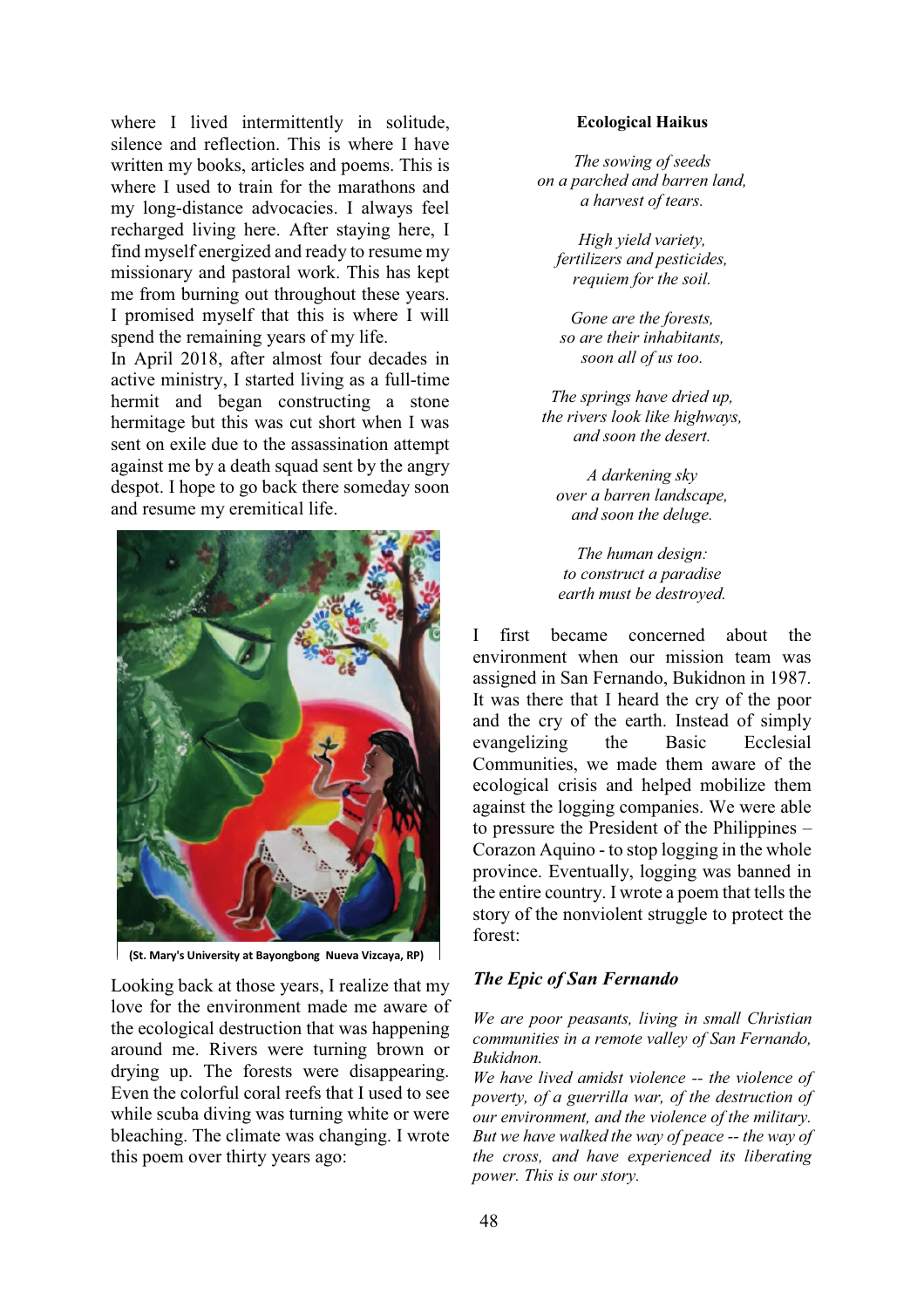where I lived intermittently in solitude, silence and reflection. This is where I have written my books, articles and poems. This is where I used to train for the marathons and my long-distance advocacies. I always feel recharged living here. After staying here, I find myself energized and ready to resume my missionary and pastoral work. This has kept me from burning out throughout these years. I promised myself that this is where I will spend the remaining years of my life.

In April 2018, after almost four decades in active ministry, I started living as a full-time hermit and began constructing a stone hermitage but this was cut short when I was sent on exile due to the assassination attempt against me by a death squad sent by the angry despot. I hope to go back there someday soon and resume my eremitical life.

(St. Mary's University at Bayongbong Nueva Vizcaya, RP)

Looking back at those years, I realize that my love for the environment made me aware of the ecological destruction that was happening around me. Rivers were turning brown or drying up. The forests were disappearing. Even the colorful coral reefs that I used to see while scuba diving was turning white or were bleaching. The climate was changing. I wrote this poem over thirty years ago:

**Ecological Haikus**

*The sowing of seeds*
*on a parched and barren land,*
*a harvest of tears.*

*High yield variety,*
*fertilizers and pesticides,*
*requiem for the soil.*

*Gone are the forests,*
*so are their inhabitants,*
*soon all of us too.*

*The springs have dried up,*
*the rivers look like highways,*
*and soon the desert.*

*A darkening sky*
*over a barren landscape,*
*and soon the deluge.*

*The human design:*
*to construct a paradise*
*earth must be destroyed.*

I first became concerned about the environment when our mission team was assigned in San Fernando, Bukidnon in 1987. It was there that I heard the cry of the poor and the cry of the earth. Instead of simply evangelizing the Basic Ecclesial Communities, we made them aware of the ecological crisis and helped mobilize them against the logging companies. We were able to pressure the President of the Philippines – Corazon Aquino - to stop logging in the whole province. Eventually, logging was banned in the entire country. I wrote a poem that tells the story of the nonviolent struggle to protect the forest:

***The Epic of San Fernando***

*We are poor peasants, living in small Christian communities in a remote valley of San Fernando, Bukidnon.*

*We have lived amidst violence -- the violence of poverty, of a guerrilla war, of the destruction of our environment, and the violence of the military. But we have walked the way of peace -- the way of the cross, and have experienced its liberating power. This is our story.*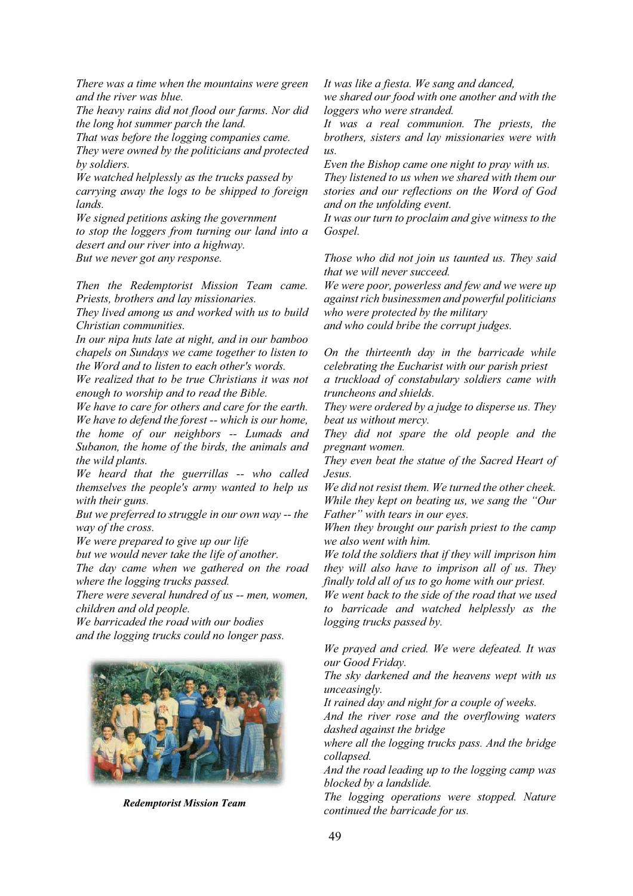*There was a time when the mountains were green and the river was blue.*

*The heavy rains did not flood our farms. Nor did the long hot summer parch the land.*

*That was before the logging companies came.*

*They were owned by the politicians and protected by soldiers.*

*We watched helplessly as the trucks passed by carrying away the logs to be shipped to foreign lands.*

*We signed petitions asking the government to stop the loggers from turning our land into a desert and our river into a highway.*

*But we never got any response.*

*Then the Redemptorist Mission Team came. Priests, brothers and lay missionaries.*

*They lived among us and worked with us to build Christian communities.*

*In our nipa huts late at night, and in our bamboo chapels on Sundays we came together to listen to the Word and to listen to each other's words.*

*We realized that to be true Christians it was not enough to worship and to read the Bible.*

*We have to care for others and care for the earth. We have to defend the forest -- which is our home, the home of our neighbors -- Lumads and Subanon, the home of the birds, the animals and the wild plants.*

*We heard that the guerrillas -- who called themselves the people's army wanted to help us with their guns.*

*But we preferred to struggle in our own way -- the way of the cross.*

*We were prepared to give up our life but we would never take the life of another.*

*The day came when we gathered on the road where the logging trucks passed.*

*There were several hundred of us -- men, women, children and old people.*

*We barricaded the road with our bodies and the logging trucks could no longer pass.*

***Redemptorist Mission Team***

*It was like a fiesta. We sang and danced, we shared our food with one another and with the loggers who were stranded.*

*It was a real communion. The priests, the brothers, sisters and lay missionaries were with us.*

*Even the Bishop came one night to pray with us.*

*They listened to us when we shared with them our stories and our reflections on the Word of God and on the unfolding event.*

*It was our turn to proclaim and give witness to the Gospel.*

*Those who did not join us taunted us. They said that we will never succeed.*

*We were poor, powerless and few and we were up against rich businessmen and powerful politicians who were protected by the military and who could bribe the corrupt judges.*

*On the thirteenth day in the barricade while celebrating the Eucharist with our parish priest a truckload of constabulary soldiers came with truncheons and shields.*

*They were ordered by a judge to disperse us. They beat us without mercy.*

*They did not spare the old people and the pregnant women.*

*They even beat the statue of the Sacred Heart of Jesus.*

*We did not resist them. We turned the other cheek. While they kept on beating us, we sang the "Our Father" with tears in our eyes.*

*When they brought our parish priest to the camp we also went with him.*

*We told the soldiers that if they will imprison him they will also have to imprison all of us. They finally told all of us to go home with our priest.*

*We went back to the side of the road that we used to barricade and watched helplessly as the logging trucks passed by.*

*We prayed and cried. We were defeated. It was our Good Friday.*

*The sky darkened and the heavens wept with us unceasingly.*

*It rained day and night for a couple of weeks.*

*And the river rose and the overflowing waters dashed against the bridge where all the logging trucks pass. And the bridge collapsed.*

*And the road leading up to the logging camp was blocked by a landslide.*

*The logging operations were stopped. Nature continued the barricade for us.*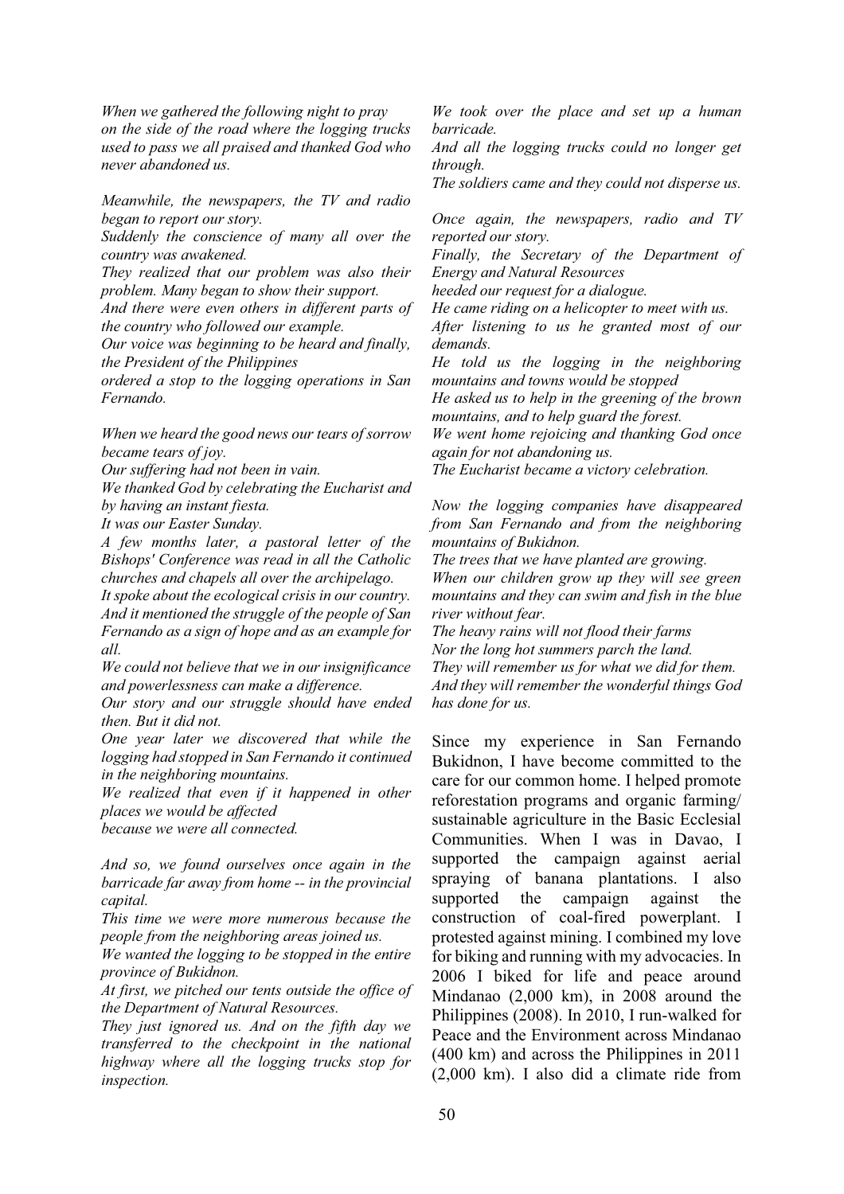*When we gathered the following night to pray on the side of the road where the logging trucks used to pass we all praised and thanked God who never abandoned us.*

*Meanwhile, the newspapers, the TV and radio began to report our story.*
*Suddenly the conscience of many all over the country was awakened.*
*They realized that our problem was also their problem. Many began to show their support.*
*And there were even others in different parts of the country who followed our example.*
*Our voice was beginning to be heard and finally, the President of the Philippines*
*ordered a stop to the logging operations in San Fernando.*

*When we heard the good news our tears of sorrow became tears of joy.*
*Our suffering had not been in vain.*
*We thanked God by celebrating the Eucharist and by having an instant fiesta.*
*It was our Easter Sunday.*
*A few months later, a pastoral letter of the Bishops' Conference was read in all the Catholic churches and chapels all over the archipelago.*
*It spoke about the ecological crisis in our country.*
*And it mentioned the struggle of the people of San Fernando as a sign of hope and as an example for all.*
*We could not believe that we in our insignificance and powerlessness can make a difference.*
*Our story and our struggle should have ended then. But it did not.*
*One year later we discovered that while the logging had stopped in San Fernando it continued in the neighboring mountains.*
*We realized that even if it happened in other places we would be affected*
*because we were all connected.*

*And so, we found ourselves once again in the barricade far away from home -- in the provincial capital.*
*This time we were more numerous because the people from the neighboring areas joined us.*
*We wanted the logging to be stopped in the entire province of Bukidnon.*
*At first, we pitched our tents outside the office of the Department of Natural Resources.*
*They just ignored us. And on the fifth day we transferred to the checkpoint in the national highway where all the logging trucks stop for inspection.*
*We took over the place and set up a human barricade.*
*And all the logging trucks could no longer get through.*
*The soldiers came and they could not disperse us.*

*Once again, the newspapers, radio and TV reported our story.*
*Finally, the Secretary of the Department of Energy and Natural Resources*
*heeded our request for a dialogue.*
*He came riding on a helicopter to meet with us.*
*After listening to us he granted most of our demands.*
*He told us the logging in the neighboring mountains and towns would be stopped*
*He asked us to help in the greening of the brown mountains, and to help guard the forest.*
*We went home rejoicing and thanking God once again for not abandoning us.*
*The Eucharist became a victory celebration.*

*Now the logging companies have disappeared from San Fernando and from the neighboring mountains of Bukidnon.*
*The trees that we have planted are growing.*
*When our children grow up they will see green mountains and they can swim and fish in the blue river without fear.*
*The heavy rains will not flood their farms*
*Nor the long hot summers parch the land.*
*They will remember us for what we did for them.*
*And they will remember the wonderful things God has done for us.*

Since my experience in San Fernando Bukidnon, I have become committed to the care for our common home. I helped promote reforestation programs and organic farming/ sustainable agriculture in the Basic Ecclesial Communities. When I was in Davao, I supported the campaign against aerial spraying of banana plantations. I also supported the campaign against the construction of coal-fired powerplant. I protested against mining. I combined my love for biking and running with my advocacies. In 2006 I biked for life and peace around Mindanao (2,000 km), in 2008 around the Philippines (2008). In 2010, I run-walked for Peace and the Environment across Mindanao (400 km) and across the Philippines in 2011 (2,000 km). I also did a climate ride from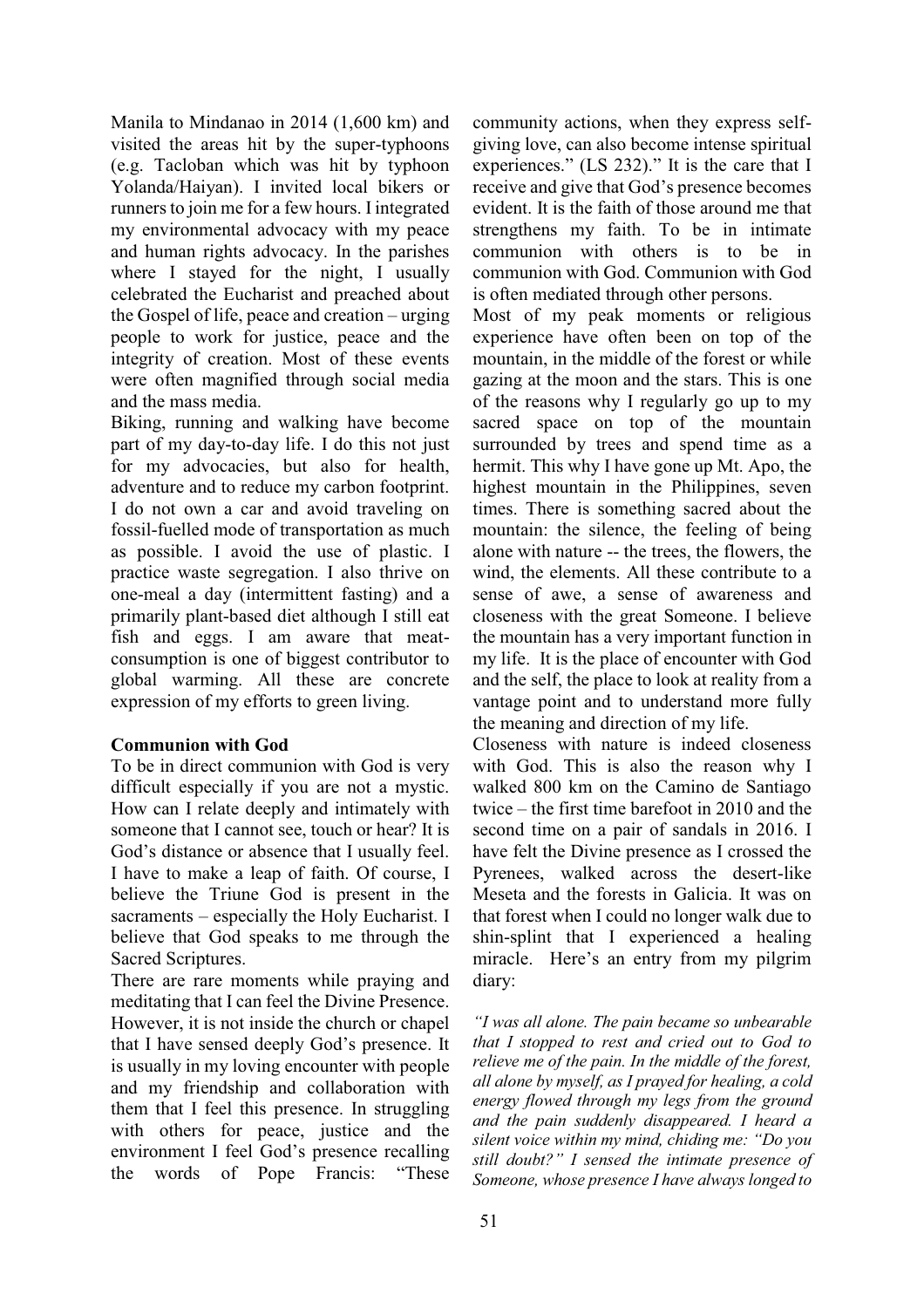Manila to Mindanao in 2014 (1,600 km) and visited the areas hit by the super-typhoons (e.g. Tacloban which was hit by typhoon Yolanda/Haiyan). I invited local bikers or runners to join me for a few hours. I integrated my environmental advocacy with my peace and human rights advocacy. In the parishes where I stayed for the night, I usually celebrated the Eucharist and preached about the Gospel of life, peace and creation – urging people to work for justice, peace and the integrity of creation. Most of these events were often magnified through social media and the mass media.

Biking, running and walking have become part of my day-to-day life. I do this not just for my advocacies, but also for health, adventure and to reduce my carbon footprint. I do not own a car and avoid traveling on fossil-fuelled mode of transportation as much as possible. I avoid the use of plastic. I practice waste segregation. I also thrive on one-meal a day (intermittent fasting) and a primarily plant-based diet although I still eat fish and eggs. I am aware that meat-consumption is one of biggest contributor to global warming. All these are concrete expression of my efforts to green living.

**Communion with God**

To be in direct communion with God is very difficult especially if you are not a mystic. How can I relate deeply and intimately with someone that I cannot see, touch or hear? It is God's distance or absence that I usually feel. I have to make a leap of faith. Of course, I believe the Triune God is present in the sacraments – especially the Holy Eucharist. I believe that God speaks to me through the Sacred Scriptures.

There are rare moments while praying and meditating that I can feel the Divine Presence. However, it is not inside the church or chapel that I have sensed deeply God's presence. It is usually in my loving encounter with people and my friendship and collaboration with them that I feel this presence. In struggling with others for peace, justice and the environment I feel God's presence recalling the words of Pope Francis: "These community actions, when they express self-giving love, can also become intense spiritual experiences." (LS 232)." It is the care that I receive and give that God's presence becomes evident. It is the faith of those around me that strengthens my faith. To be in intimate communion with others is to be in communion with God. Communion with God is often mediated through other persons.

Most of my peak moments or religious experience have often been on top of the mountain, in the middle of the forest or while gazing at the moon and the stars. This is one of the reasons why I regularly go up to my sacred space on top of the mountain surrounded by trees and spend time as a hermit. This why I have gone up Mt. Apo, the highest mountain in the Philippines, seven times. There is something sacred about the mountain: the silence, the feeling of being alone with nature -- the trees, the flowers, the wind, the elements. All these contribute to a sense of awe, a sense of awareness and closeness with the great Someone. I believe the mountain has a very important function in my life. It is the place of encounter with God and the self, the place to look at reality from a vantage point and to understand more fully the meaning and direction of my life.

Closeness with nature is indeed closeness with God. This is also the reason why I walked 800 km on the Camino de Santiago twice – the first time barefoot in 2010 and the second time on a pair of sandals in 2016. I have felt the Divine presence as I crossed the Pyrenees, walked across the desert-like Meseta and the forests in Galicia. It was on that forest when I could no longer walk due to shin-splint that I experienced a healing miracle. Here's an entry from my pilgrim diary:

*"I was all alone. The pain became so unbearable that I stopped to rest and cried out to God to relieve me of the pain. In the middle of the forest, all alone by myself, as I prayed for healing, a cold energy flowed through my legs from the ground and the pain suddenly disappeared. I heard a silent voice within my mind, chiding me: "Do you still doubt?" I sensed the intimate presence of Someone, whose presence I have always longed to*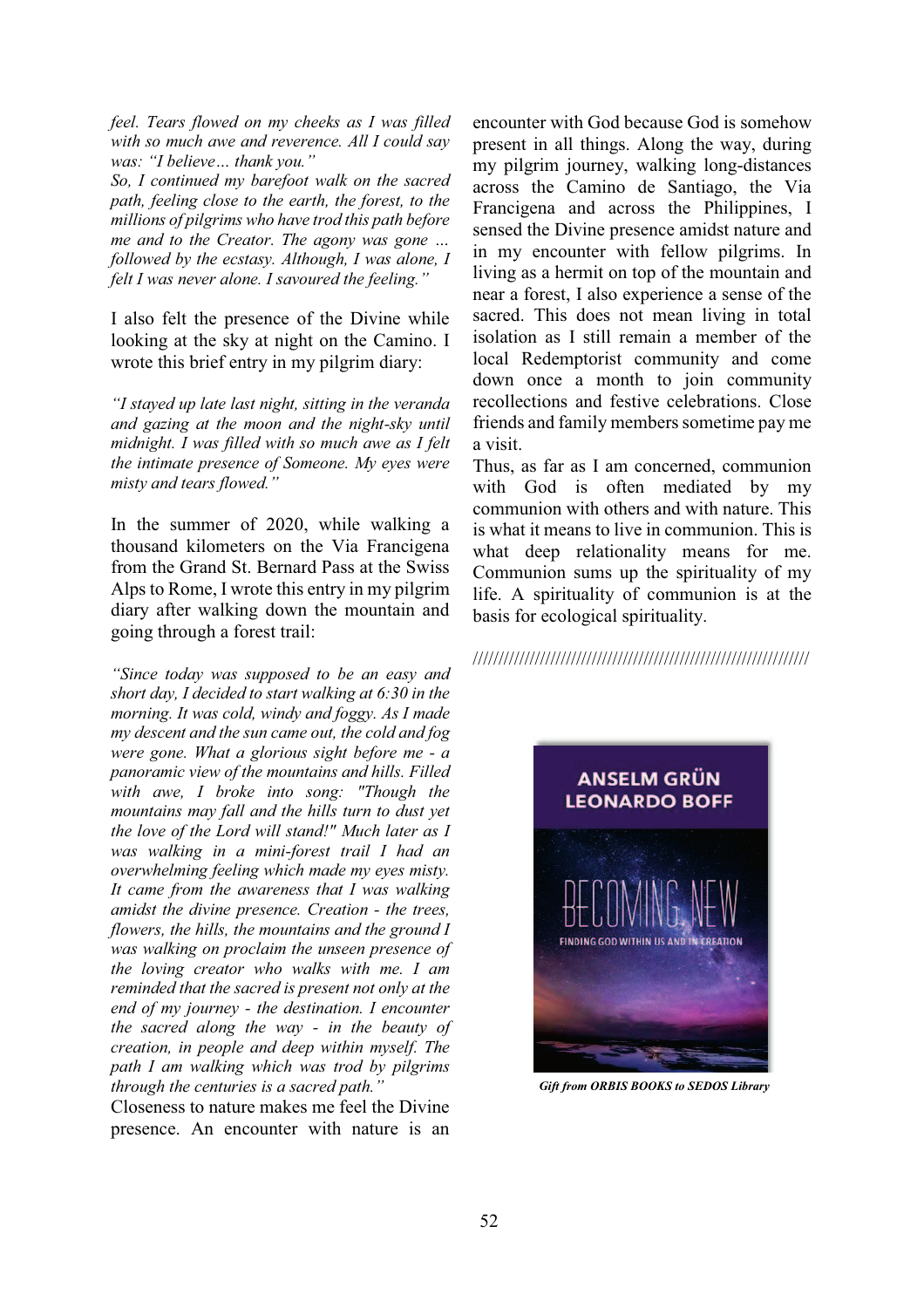*feel. Tears flowed on my cheeks as I was filled with so much awe and reverence. All I could say was: "I believe… thank you."*

*So, I continued my barefoot walk on the sacred path, feeling close to the earth, the forest, to the millions of pilgrims who have trod this path before me and to the Creator. The agony was gone … followed by the ecstasy. Although, I was alone, I felt I was never alone. I savoured the feeling."*

I also felt the presence of the Divine while looking at the sky at night on the Camino. I wrote this brief entry in my pilgrim diary:

*"I stayed up late last night, sitting in the veranda and gazing at the moon and the night-sky until midnight. I was filled with so much awe as I felt the intimate presence of Someone. My eyes were misty and tears flowed."*

In the summer of 2020, while walking a thousand kilometers on the Via Francigena from the Grand St. Bernard Pass at the Swiss Alps to Rome, I wrote this entry in my pilgrim diary after walking down the mountain and going through a forest trail:

*"Since today was supposed to be an easy and short day, I decided to start walking at 6:30 in the morning. It was cold, windy and foggy. As I made my descent and the sun came out, the cold and fog were gone. What a glorious sight before me - a panoramic view of the mountains and hills. Filled with awe, I broke into song: "Though the mountains may fall and the hills turn to dust yet the love of the Lord will stand!" Much later as I was walking in a mini-forest trail I had an overwhelming feeling which made my eyes misty. It came from the awareness that I was walking amidst the divine presence. Creation - the trees, flowers, the hills, the mountains and the ground I was walking on proclaim the unseen presence of the loving creator who walks with me. I am reminded that the sacred is present not only at the end of my journey - the destination. I encounter the sacred along the way - in the beauty of creation, in people and deep within myself. The path I am walking which was trod by pilgrims through the centuries is a sacred path."*

Closeness to nature makes me feel the Divine presence. An encounter with nature is an encounter with God because God is somehow present in all things. Along the way, during my pilgrim journey, walking long-distances across the Camino de Santiago, the Via Francigena and across the Philippines, I sensed the Divine presence amidst nature and in my encounter with fellow pilgrims. In living as a hermit on top of the mountain and near a forest, I also experience a sense of the sacred. This does not mean living in total isolation as I still remain a member of the local Redemptorist community and come down once a month to join community recollections and festive celebrations. Close friends and family members sometime pay me a visit.

Thus, as far as I am concerned, communion with God is often mediated by my communion with others and with nature. This is what it means to live in communion. This is what deep relationality means for me. Communion sums up the spirituality of my life. A spirituality of communion is at the basis for ecological spirituality.

////////////////////////////////////////////////////////////////

ANSELM GRÜN
LEONARDO BOFF
BECOMING NEW
FINDING GOD WITHIN US AND IN CREATION

*Gift from ORBIS BOOKS to SEDOS Library*